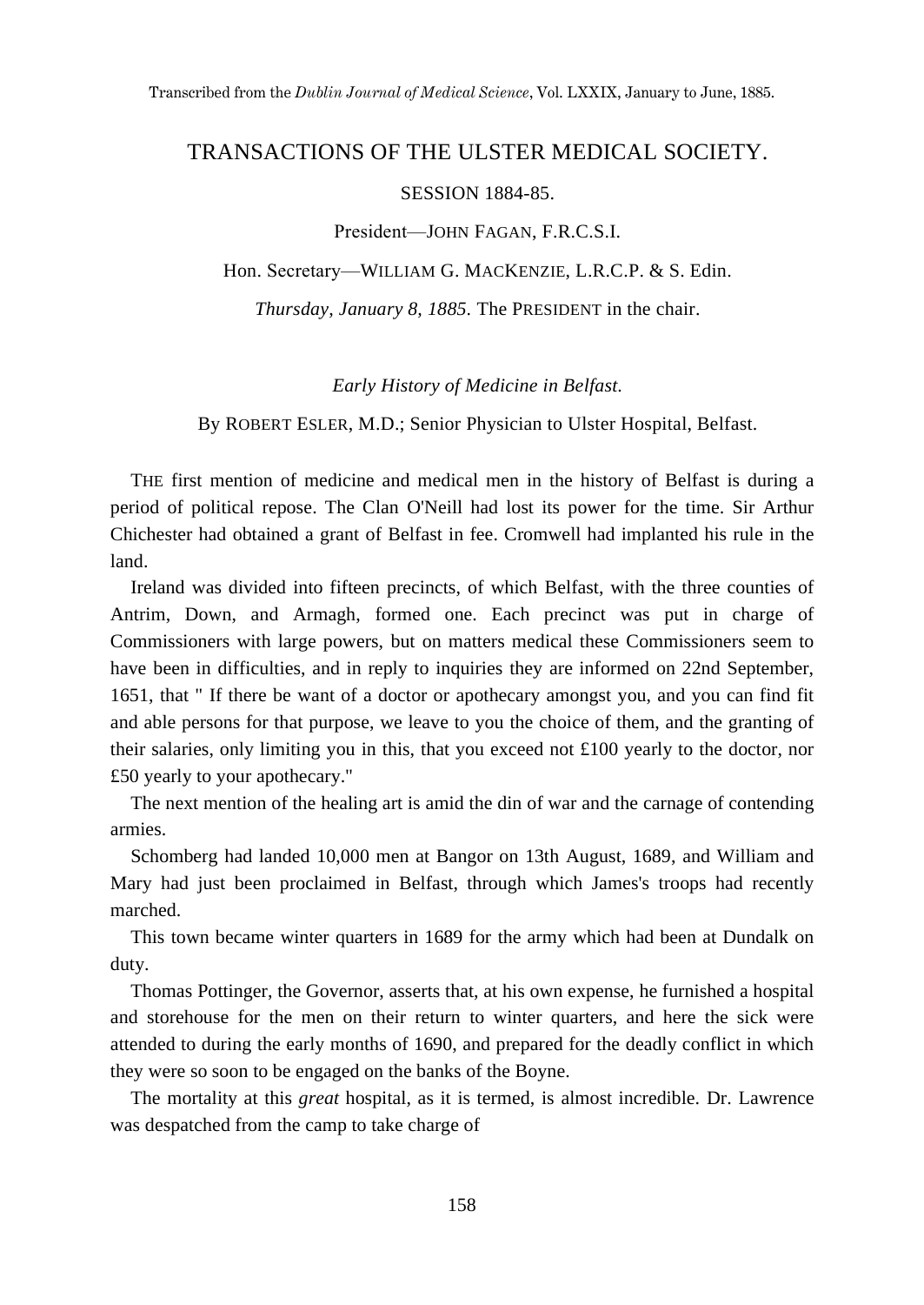Transcribed from the *Dublin Journal of Medical Science*, Vol. LXXIX, January to June, 1885.

# TRANSACTIONS OF THE ULSTER MEDICAL SOCIETY.

SESSION 1884-85.

President—JOHN FAGAN, F.R.C.S.I.

Hon. Secretary—WILLIAM G. MACKENZIE, L.R.C.P. & S. Edin.

*Thursday, January 8, 1885.* The PRESIDENT in the chair.

## *Early History of Medicine in Belfast.*

By ROBERT ESLER, M.D.; Senior Physician to Ulster Hospital, Belfast.

THE first mention of medicine and medical men in the history of Belfast is during a period of political repose. The Clan O'Neill had lost its power for the time. Sir Arthur Chichester had obtained a grant of Belfast in fee. Cromwell had implanted his rule in the land.

Ireland was divided into fifteen precincts, of which Belfast, with the three counties of Antrim, Down, and Armagh, formed one. Each precinct was put in charge of Commissioners with large powers, but on matters medical these Commissioners seem to have been in difficulties, and in reply to inquiries they are informed on 22nd September, 1651, that " If there be want of a doctor or apothecary amongst you, and you can find fit and able persons for that purpose, we leave to you the choice of them, and the granting of their salaries, only limiting you in this, that you exceed not £100 yearly to the doctor, nor £50 yearly to your apothecary."

The next mention of the healing art is amid the din of war and the carnage of contending armies.

Schomberg had landed 10,000 men at Bangor on 13th August, 1689, and William and Mary had just been proclaimed in Belfast, through which James's troops had recently marched.

This town became winter quarters in 1689 for the army which had been at Dundalk on duty.

Thomas Pottinger, the Governor, asserts that, at his own expense, he furnished a hospital and storehouse for the men on their return to winter quarters, and here the sick were attended to during the early months of 1690, and prepared for the deadly conflict in which they were so soon to be engaged on the banks of the Boyne.

The mortality at this *great* hospital, as it is termed, is almost incredible. Dr. Lawrence was despatched from the camp to take charge of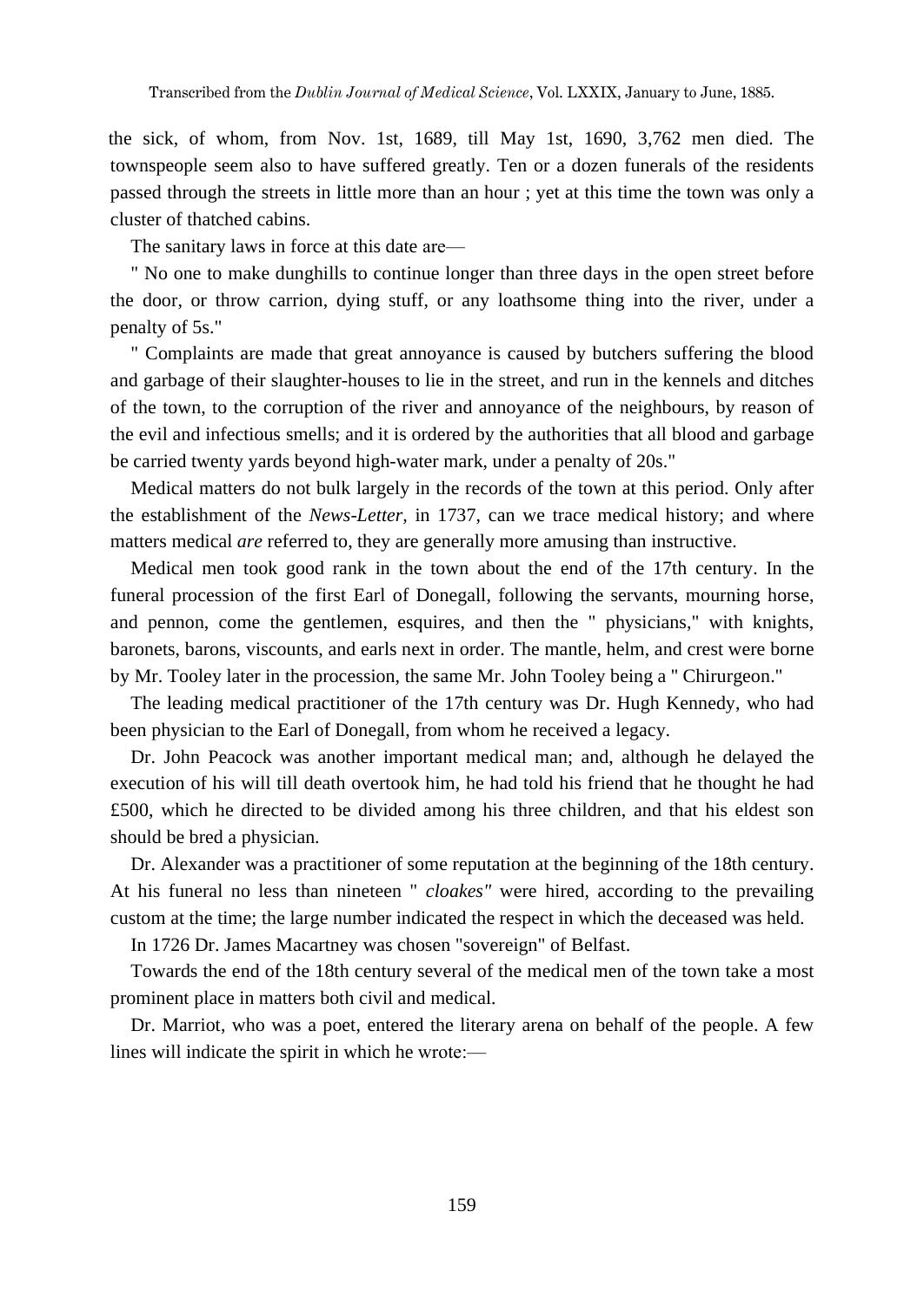the sick, of whom, from Nov. 1st, 1689, till May 1st, 1690, 3,762 men died. The townspeople seem also to have suffered greatly. Ten or a dozen funerals of the residents passed through the streets in little more than an hour ; yet at this time the town was only a cluster of thatched cabins.

The sanitary laws in force at this date are—

" No one to make dunghills to continue longer than three days in the open street before the door, or throw carrion, dying stuff, or any loathsome thing into the river, under a penalty of 5s."

" Complaints are made that great annoyance is caused by butchers suffering the blood and garbage of their slaughter-houses to lie in the street, and run in the kennels and ditches of the town, to the corruption of the river and annoyance of the neighbours, by reason of the evil and infectious smells; and it is ordered by the authorities that all blood and garbage be carried twenty yards beyond high-water mark, under a penalty of 20s."

Medical matters do not bulk largely in the records of the town at this period. Only after the establishment of the *News-Letter*, in 1737, can we trace medical history; and where matters medical *are* referred to, they are generally more amusing than instructive.

Medical men took good rank in the town about the end of the 17th century. In the funeral procession of the first Earl of Donegall, following the servants, mourning horse, and pennon, come the gentlemen, esquires, and then the " physicians," with knights, baronets, barons, viscounts, and earls next in order. The mantle, helm, and crest were borne by Mr. Tooley later in the procession, the same Mr. John Tooley being a " Chirurgeon."

The leading medical practitioner of the 17th century was Dr. Hugh Kennedy, who had been physician to the Earl of Donegall, from whom he received a legacy.

Dr. John Peacock was another important medical man; and, although he delayed the execution of his will till death overtook him, he had told his friend that he thought he had £500, which he directed to be divided among his three children, and that his eldest son should be bred a physician.

Dr. Alexander was a practitioner of some reputation at the beginning of the 18th century. At his funeral no less than nineteen " *cloakes"* were hired, according to the prevailing custom at the time; the large number indicated the respect in which the deceased was held.

In 1726 Dr. James Macartney was chosen "sovereign" of Belfast.

Towards the end of the 18th century several of the medical men of the town take a most prominent place in matters both civil and medical.

Dr. Marriot, who was a poet, entered the literary arena on behalf of the people. A few lines will indicate the spirit in which he wrote:—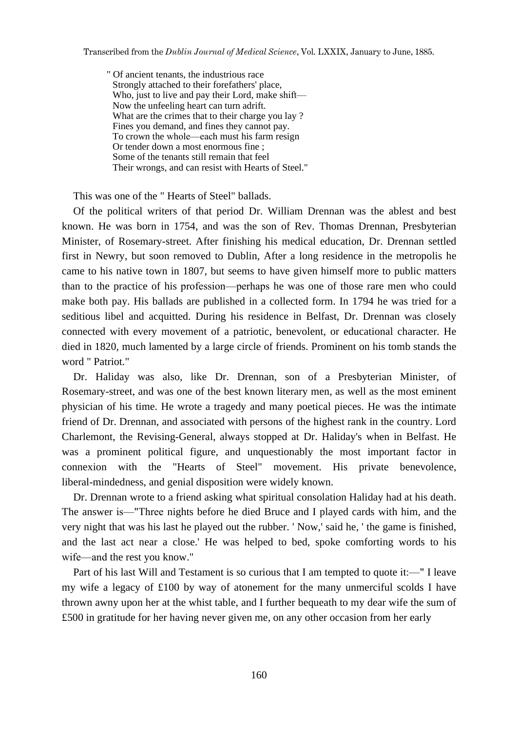> " Of ancient tenants, the industrious race
> Strongly attached to their forefathers' place,
> Who, just to live and pay their Lord, make shift—
> Now the unfeeling heart can turn adrift.
> What are the crimes that to their charge you lay ?
> Fines you demand, and fines they cannot pay.
> To crown the whole—each must his farm resign
> Or tender down a most enormous fine ;
> Some of the tenants still remain that feel
> Their wrongs, and can resist with Hearts of Steel."

This was one of the " Hearts of Steel" ballads.

Of the political writers of that period Dr. William Drennan was the ablest and best known. He was born in 1754, and was the son of Rev. Thomas Drennan, Presbyterian Minister, of Rosemary-street. After finishing his medical education, Dr. Drennan settled first in Newry, but soon removed to Dublin, After a long residence in the metropolis he came to his native town in 1807, but seems to have given himself more to public matters than to the practice of his profession—perhaps he was one of those rare men who could make both pay. His ballads are published in a collected form. In 1794 he was tried for a seditious libel and acquitted. During his residence in Belfast, Dr. Drennan was closely connected with every movement of a patriotic, benevolent, or educational character. He died in 1820, much lamented by a large circle of friends. Prominent on his tomb stands the word " Patriot."

Dr. Haliday was also, like Dr. Drennan, son of a Presbyterian Minister, of Rosemary-street, and was one of the best known literary men, as well as the most eminent physician of his time. He wrote a tragedy and many poetical pieces. He was the intimate friend of Dr. Drennan, and associated with persons of the highest rank in the country. Lord Charlemont, the Revising-General, always stopped at Dr. Haliday's when in Belfast. He was a prominent political figure, and unquestionably the most important factor in connexion with the "Hearts of Steel" movement. His private benevolence, liberal-mindedness, and genial disposition were widely known.

Dr. Drennan wrote to a friend asking what spiritual consolation Haliday had at his death. The answer is—"Three nights before he died Bruce and I played cards with him, and the very night that was his last he played out the rubber. ' Now,' said he, ' the game is finished, and the last act near a close.' He was helped to bed, spoke comforting words to his wife—and the rest you know."

Part of his last Will and Testament is so curious that I am tempted to quote it:—" I leave my wife a legacy of £100 by way of atonement for the many unmerciful scolds I have thrown awny upon her at the whist table, and I further bequeath to my dear wife the sum of £500 in gratitude for her having never given me, on any other occasion from her early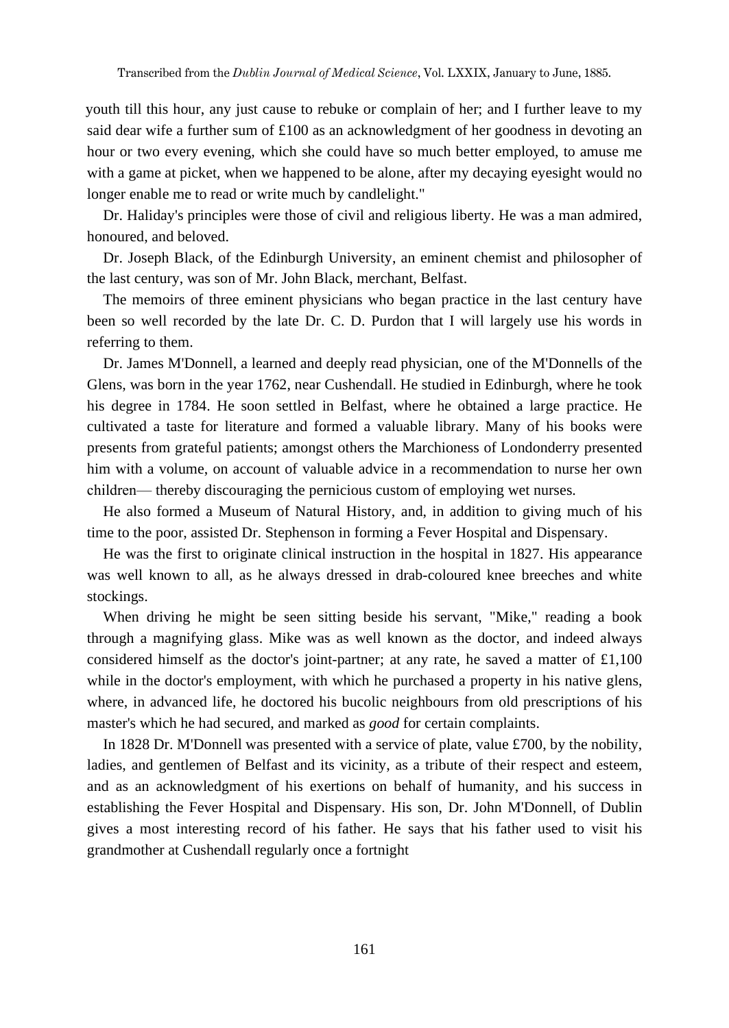youth till this hour, any just cause to rebuke or complain of her; and I further leave to my said dear wife a further sum of £100 as an acknowledgment of her goodness in devoting an hour or two every evening, which she could have so much better employed, to amuse me with a game at picket, when we happened to be alone, after my decaying eyesight would no longer enable me to read or write much by candlelight."

Dr. Haliday's principles were those of civil and religious liberty. He was a man admired, honoured, and beloved.

Dr. Joseph Black, of the Edinburgh University, an eminent chemist and philosopher of the last century, was son of Mr. John Black, merchant, Belfast.

The memoirs of three eminent physicians who began practice in the last century have been so well recorded by the late Dr. C. D. Purdon that I will largely use his words in referring to them.

Dr. James M'Donnell, a learned and deeply read physician, one of the M'Donnells of the Glens, was born in the year 1762, near Cushendall. He studied in Edinburgh, where he took his degree in 1784. He soon settled in Belfast, where he obtained a large practice. He cultivated a taste for literature and formed a valuable library. Many of his books were presents from grateful patients; amongst others the Marchioness of Londonderry presented him with a volume, on account of valuable advice in a recommendation to nurse her own children— thereby discouraging the pernicious custom of employing wet nurses.

He also formed a Museum of Natural History, and, in addition to giving much of his time to the poor, assisted Dr. Stephenson in forming a Fever Hospital and Dispensary.

He was the first to originate clinical instruction in the hospital in 1827. His appearance was well known to all, as he always dressed in drab-coloured knee breeches and white stockings.

When driving he might be seen sitting beside his servant, "Mike," reading a book through a magnifying glass. Mike was as well known as the doctor, and indeed always considered himself as the doctor's joint-partner; at any rate, he saved a matter of £1,100 while in the doctor's employment, with which he purchased a property in his native glens, where, in advanced life, he doctored his bucolic neighbours from old prescriptions of his master's which he had secured, and marked as *good* for certain complaints.

In 1828 Dr. M'Donnell was presented with a service of plate, value £700, by the nobility, ladies, and gentlemen of Belfast and its vicinity, as a tribute of their respect and esteem, and as an acknowledgment of his exertions on behalf of humanity, and his success in establishing the Fever Hospital and Dispensary. His son, Dr. John M'Donnell, of Dublin gives a most interesting record of his father. He says that his father used to visit his grandmother at Cushendall regularly once a fortnight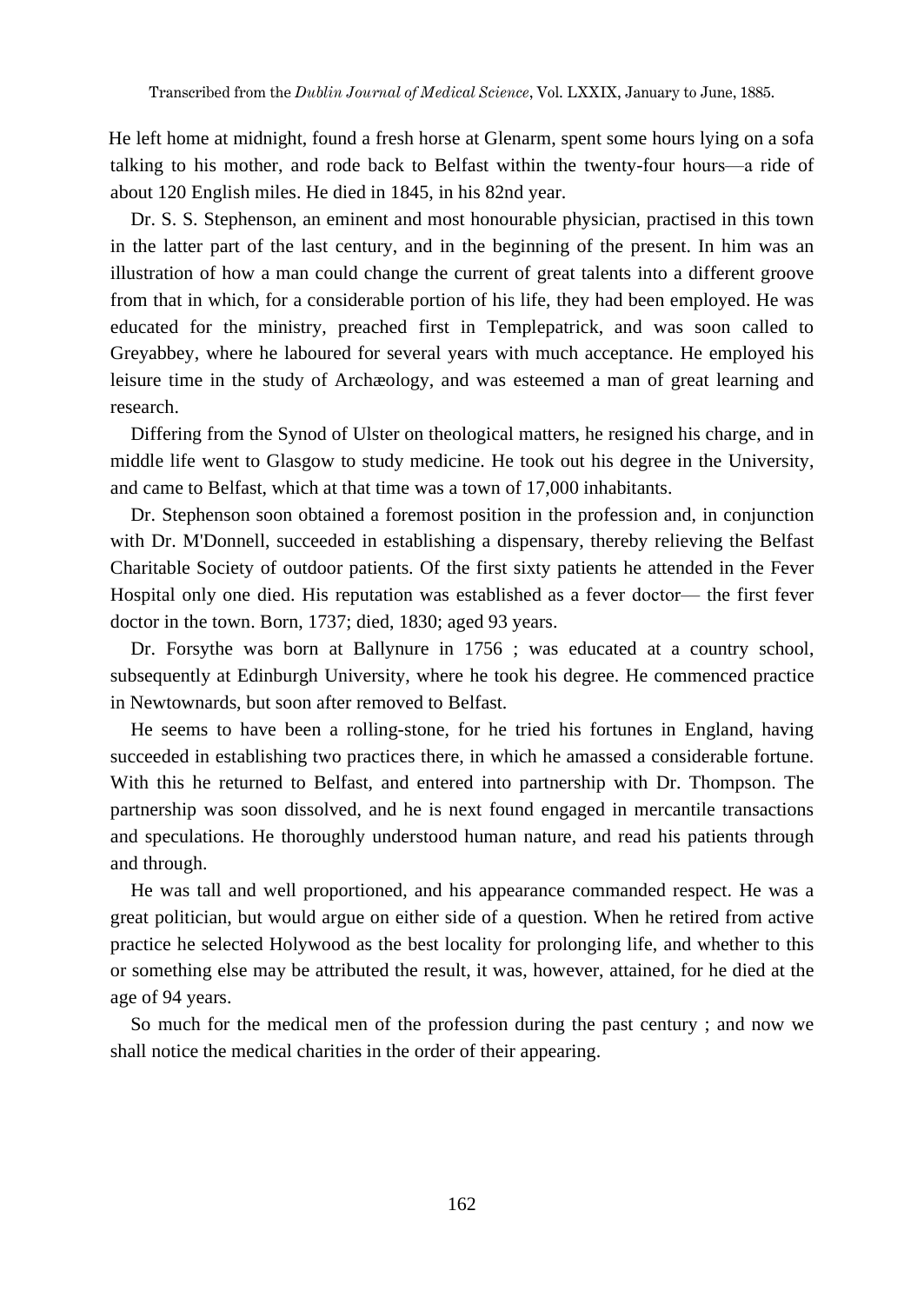He left home at midnight, found a fresh horse at Glenarm, spent some hours lying on a sofa talking to his mother, and rode back to Belfast within the twenty-four hours—a ride of about 120 English miles. He died in 1845, in his 82nd year.

Dr. S. S. Stephenson, an eminent and most honourable physician, practised in this town in the latter part of the last century, and in the beginning of the present. In him was an illustration of how a man could change the current of great talents into a different groove from that in which, for a considerable portion of his life, they had been employed. He was educated for the ministry, preached first in Templepatrick, and was soon called to Greyabbey, where he laboured for several years with much acceptance. He employed his leisure time in the study of Archæology, and was esteemed a man of great learning and research.

Differing from the Synod of Ulster on theological matters, he resigned his charge, and in middle life went to Glasgow to study medicine. He took out his degree in the University, and came to Belfast, which at that time was a town of 17,000 inhabitants.

Dr. Stephenson soon obtained a foremost position in the profession and, in conjunction with Dr. M'Donnell, succeeded in establishing a dispensary, thereby relieving the Belfast Charitable Society of outdoor patients. Of the first sixty patients he attended in the Fever Hospital only one died. His reputation was established as a fever doctor— the first fever doctor in the town. Born, 1737; died, 1830; aged 93 years.

Dr. Forsythe was born at Ballynure in 1756 ; was educated at a country school, subsequently at Edinburgh University, where he took his degree. He commenced practice in Newtownards, but soon after removed to Belfast.

He seems to have been a rolling-stone, for he tried his fortunes in England, having succeeded in establishing two practices there, in which he amassed a considerable fortune. With this he returned to Belfast, and entered into partnership with Dr. Thompson. The partnership was soon dissolved, and he is next found engaged in mercantile transactions and speculations. He thoroughly understood human nature, and read his patients through and through.

He was tall and well proportioned, and his appearance commanded respect. He was a great politician, but would argue on either side of a question. When he retired from active practice he selected Holywood as the best locality for prolonging life, and whether to this or something else may be attributed the result, it was, however, attained, for he died at the age of 94 years.

So much for the medical men of the profession during the past century ; and now we shall notice the medical charities in the order of their appearing.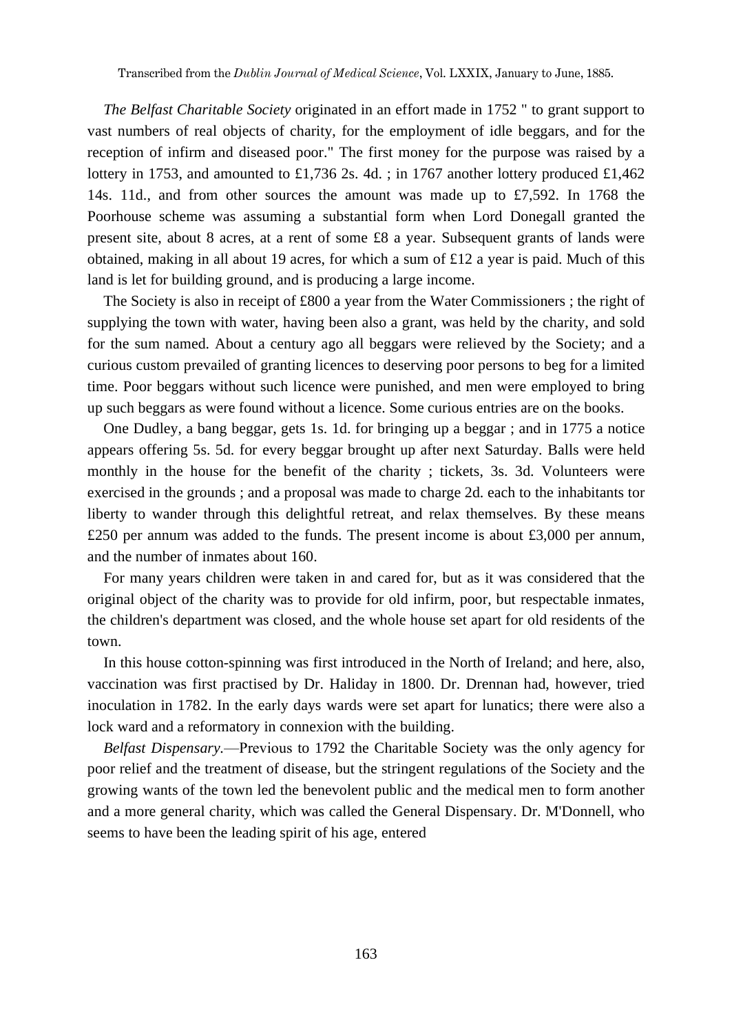*The Belfast Charitable Society* originated in an effort made in 1752 " to grant support to vast numbers of real objects of charity, for the employment of idle beggars, and for the reception of infirm and diseased poor." The first money for the purpose was raised by a lottery in 1753, and amounted to £1,736 2s. 4d. ; in 1767 another lottery produced £1,462 14s. 11d., and from other sources the amount was made up to £7,592. In 1768 the Poorhouse scheme was assuming a substantial form when Lord Donegall granted the present site, about 8 acres, at a rent of some £8 a year. Subsequent grants of lands were obtained, making in all about 19 acres, for which a sum of £12 a year is paid. Much of this land is let for building ground, and is producing a large income.

The Society is also in receipt of £800 a year from the Water Commissioners ; the right of supplying the town with water, having been also a grant, was held by the charity, and sold for the sum named. About a century ago all beggars were relieved by the Society; and a curious custom prevailed of granting licences to deserving poor persons to beg for a limited time. Poor beggars without such licence were punished, and men were employed to bring up such beggars as were found without a licence. Some curious entries are on the books.

One Dudley, a bang beggar, gets 1s. 1d. for bringing up a beggar ; and in 1775 a notice appears offering 5s. 5d. for every beggar brought up after next Saturday. Balls were held monthly in the house for the benefit of the charity ; tickets, 3s. 3d. Volunteers were exercised in the grounds ; and a proposal was made to charge 2d. each to the inhabitants tor liberty to wander through this delightful retreat, and relax themselves. By these means £250 per annum was added to the funds. The present income is about £3,000 per annum, and the number of inmates about 160.

For many years children were taken in and cared for, but as it was considered that the original object of the charity was to provide for old infirm, poor, but respectable inmates, the children's department was closed, and the whole house set apart for old residents of the town.

In this house cotton-spinning was first introduced in the North of Ireland; and here, also, vaccination was first practised by Dr. Haliday in 1800. Dr. Drennan had, however, tried inoculation in 1782. In the early days wards were set apart for lunatics; there were also a lock ward and a reformatory in connexion with the building.

*Belfast Dispensary.*—Previous to 1792 the Charitable Society was the only agency for poor relief and the treatment of disease, but the stringent regulations of the Society and the growing wants of the town led the benevolent public and the medical men to form another and a more general charity, which was called the General Dispensary. Dr. M'Donnell, who seems to have been the leading spirit of his age, entered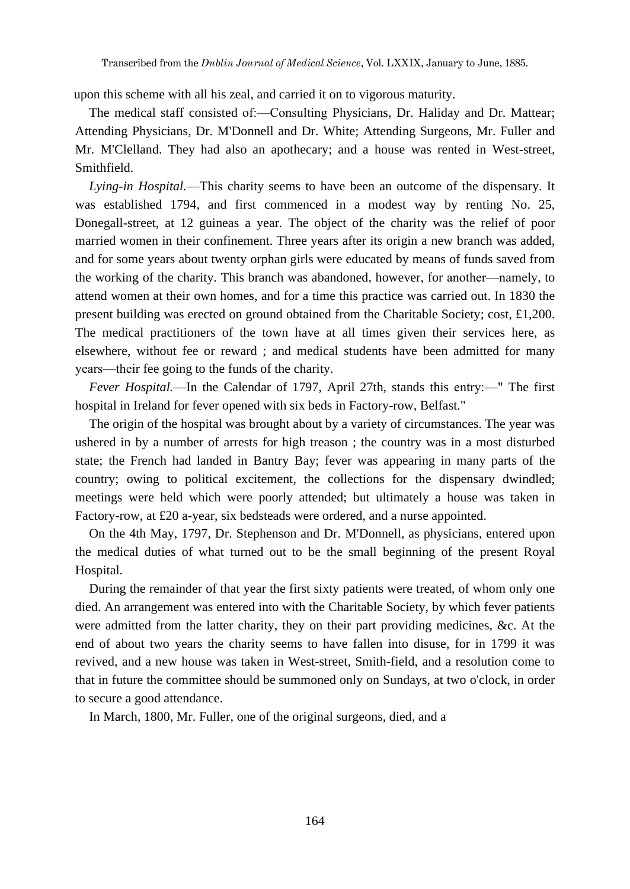upon this scheme with all his zeal, and carried it on to vigorous maturity.

The medical staff consisted of:—Consulting Physicians, Dr. Haliday and Dr. Mattear; Attending Physicians, Dr. M'Donnell and Dr. White; Attending Surgeons, Mr. Fuller and Mr. M'Clelland. They had also an apothecary; and a house was rented in West-street, Smithfield.

*Lying-in Hospital.*—This charity seems to have been an outcome of the dispensary. It was established 1794, and first commenced in a modest way by renting No. 25, Donegall-street, at 12 guineas a year. The object of the charity was the relief of poor married women in their confinement. Three years after its origin a new branch was added, and for some years about twenty orphan girls were educated by means of funds saved from the working of the charity. This branch was abandoned, however, for another—namely, to attend women at their own homes, and for a time this practice was carried out. In 1830 the present building was erected on ground obtained from the Charitable Society; cost, £1,200. The medical practitioners of the town have at all times given their services here, as elsewhere, without fee or reward ; and medical students have been admitted for many years—their fee going to the funds of the charity.

*Fever Hospital.*—In the Calendar of 1797, April 27th, stands this entry:—" The first hospital in Ireland for fever opened with six beds in Factory-row, Belfast."

The origin of the hospital was brought about by a variety of circumstances. The year was ushered in by a number of arrests for high treason ; the country was in a most disturbed state; the French had landed in Bantry Bay; fever was appearing in many parts of the country; owing to political excitement, the collections for the dispensary dwindled; meetings were held which were poorly attended; but ultimately a house was taken in Factory-row, at £20 a-year, six bedsteads were ordered, and a nurse appointed.

On the 4th May, 1797, Dr. Stephenson and Dr. M'Donnell, as physicians, entered upon the medical duties of what turned out to be the small beginning of the present Royal Hospital.

During the remainder of that year the first sixty patients were treated, of whom only one died. An arrangement was entered into with the Charitable Society, by which fever patients were admitted from the latter charity, they on their part providing medicines, &c. At the end of about two years the charity seems to have fallen into disuse, for in 1799 it was revived, and a new house was taken in West-street, Smith-field, and a resolution come to that in future the committee should be summoned only on Sundays, at two o'clock, in order to secure a good attendance.

In March, 1800, Mr. Fuller, one of the original surgeons, died, and a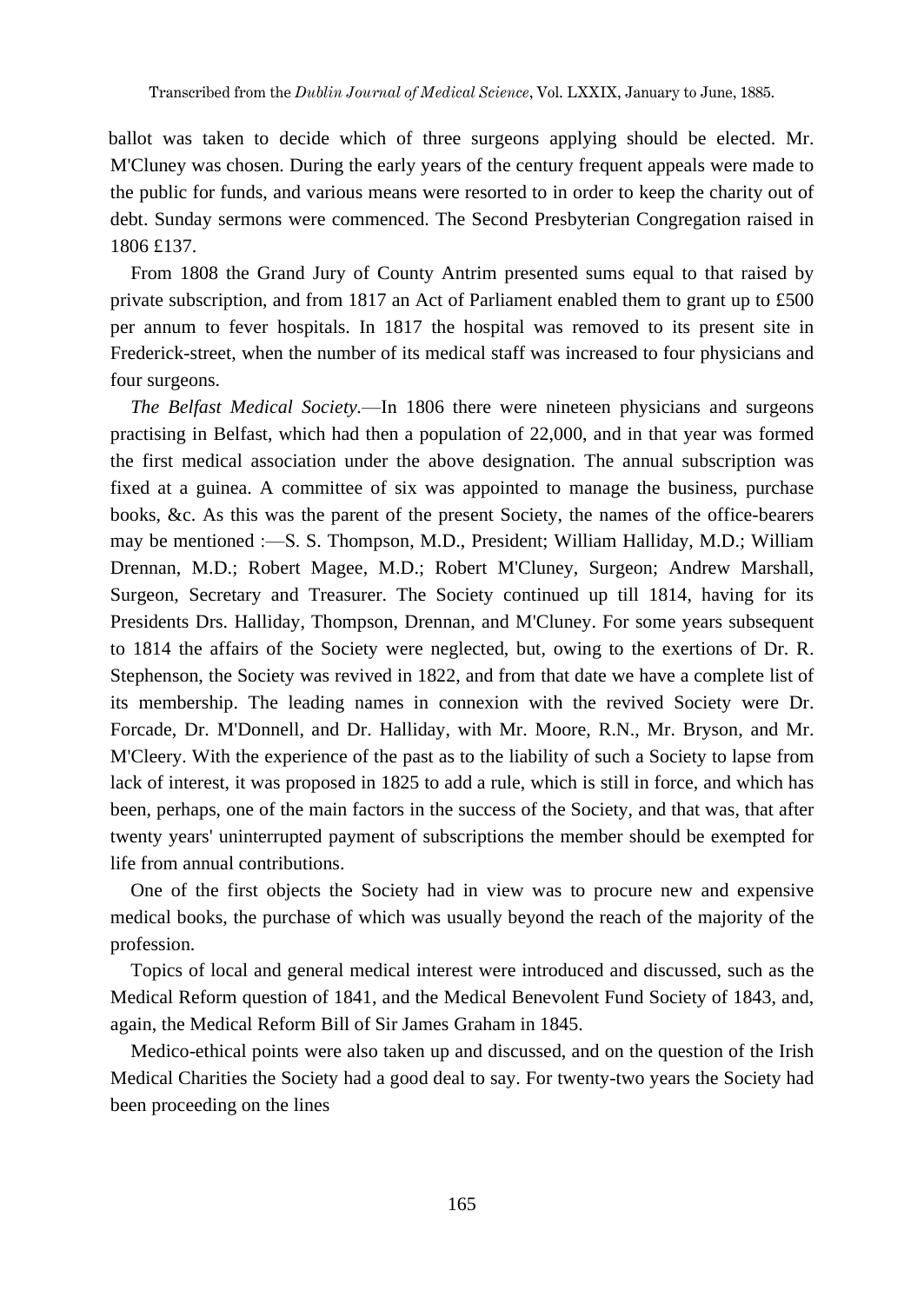ballot was taken to decide which of three surgeons applying should be elected. Mr. M'Cluney was chosen. During the early years of the century frequent appeals were made to the public for funds, and various means were resorted to in order to keep the charity out of debt. Sunday sermons were commenced. The Second Presbyterian Congregation raised in 1806 £137.

From 1808 the Grand Jury of County Antrim presented sums equal to that raised by private subscription, and from 1817 an Act of Parliament enabled them to grant up to £500 per annum to fever hospitals. In 1817 the hospital was removed to its present site in Frederick-street, when the number of its medical staff was increased to four physicians and four surgeons.

*The Belfast Medical Society.*—In 1806 there were nineteen physicians and surgeons practising in Belfast, which had then a population of 22,000, and in that year was formed the first medical association under the above designation. The annual subscription was fixed at a guinea. A committee of six was appointed to manage the business, purchase books, &c. As this was the parent of the present Society, the names of the office-bearers may be mentioned :—S. S. Thompson, M.D., President; William Halliday, M.D.; William Drennan, M.D.; Robert Magee, M.D.; Robert M'Cluney, Surgeon; Andrew Marshall, Surgeon, Secretary and Treasurer. The Society continued up till 1814, having for its Presidents Drs. Halliday, Thompson, Drennan, and M'Cluney. For some years subsequent to 1814 the affairs of the Society were neglected, but, owing to the exertions of Dr. R. Stephenson, the Society was revived in 1822, and from that date we have a complete list of its membership. The leading names in connexion with the revived Society were Dr. Forcade, Dr. M'Donnell, and Dr. Halliday, with Mr. Moore, R.N., Mr. Bryson, and Mr. M'Cleery. With the experience of the past as to the liability of such a Society to lapse from lack of interest, it was proposed in 1825 to add a rule, which is still in force, and which has been, perhaps, one of the main factors in the success of the Society, and that was, that after twenty years' uninterrupted payment of subscriptions the member should be exempted for life from annual contributions.

One of the first objects the Society had in view was to procure new and expensive medical books, the purchase of which was usually beyond the reach of the majority of the profession.

Topics of local and general medical interest were introduced and discussed, such as the Medical Reform question of 1841, and the Medical Benevolent Fund Society of 1843, and, again, the Medical Reform Bill of Sir James Graham in 1845.

Medico-ethical points were also taken up and discussed, and on the question of the Irish Medical Charities the Society had a good deal to say. For twenty-two years the Society had been proceeding on the lines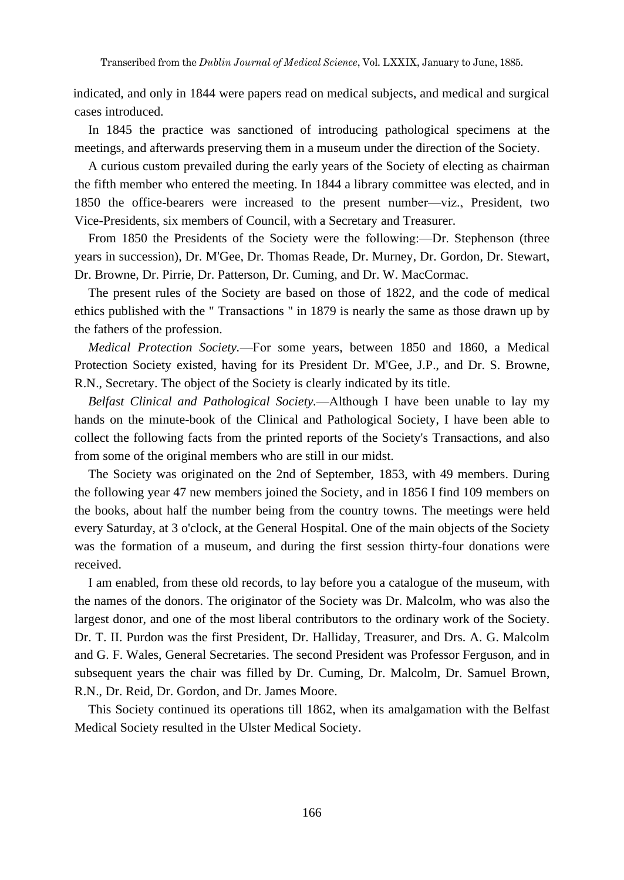indicated, and only in 1844 were papers read on medical subjects, and medical and surgical cases introduced.

In 1845 the practice was sanctioned of introducing pathological specimens at the meetings, and afterwards preserving them in a museum under the direction of the Society.

A curious custom prevailed during the early years of the Society of electing as chairman the fifth member who entered the meeting. In 1844 a library committee was elected, and in 1850 the office-bearers were increased to the present number—viz., President, two Vice-Presidents, six members of Council, with a Secretary and Treasurer.

From 1850 the Presidents of the Society were the following:—Dr. Stephenson (three years in succession), Dr. M'Gee, Dr. Thomas Reade, Dr. Murney, Dr. Gordon, Dr. Stewart, Dr. Browne, Dr. Pirrie, Dr. Patterson, Dr. Cuming, and Dr. W. MacCormac.

The present rules of the Society are based on those of 1822, and the code of medical ethics published with the " Transactions " in 1879 is nearly the same as those drawn up by the fathers of the profession.

*Medical Protection Society.*—For some years, between 1850 and 1860, a Medical Protection Society existed, having for its President Dr. M'Gee, J.P., and Dr. S. Browne, R.N., Secretary. The object of the Society is clearly indicated by its title.

*Belfast Clinical and Pathological Society.*—Although I have been unable to lay my hands on the minute-book of the Clinical and Pathological Society, I have been able to collect the following facts from the printed reports of the Society's Transactions, and also from some of the original members who are still in our midst.

The Society was originated on the 2nd of September, 1853, with 49 members. During the following year 47 new members joined the Society, and in 1856 I find 109 members on the books, about half the number being from the country towns. The meetings were held every Saturday, at 3 o'clock, at the General Hospital. One of the main objects of the Society was the formation of a museum, and during the first session thirty-four donations were received.

I am enabled, from these old records, to lay before you a catalogue of the museum, with the names of the donors. The originator of the Society was Dr. Malcolm, who was also the largest donor, and one of the most liberal contributors to the ordinary work of the Society. Dr. T. II. Purdon was the first President, Dr. Halliday, Treasurer, and Drs. A. G. Malcolm and G. F. Wales, General Secretaries. The second President was Professor Ferguson, and in subsequent years the chair was filled by Dr. Cuming, Dr. Malcolm, Dr. Samuel Brown, R.N., Dr. Reid, Dr. Gordon, and Dr. James Moore.

This Society continued its operations till 1862, when its amalgamation with the Belfast Medical Society resulted in the Ulster Medical Society.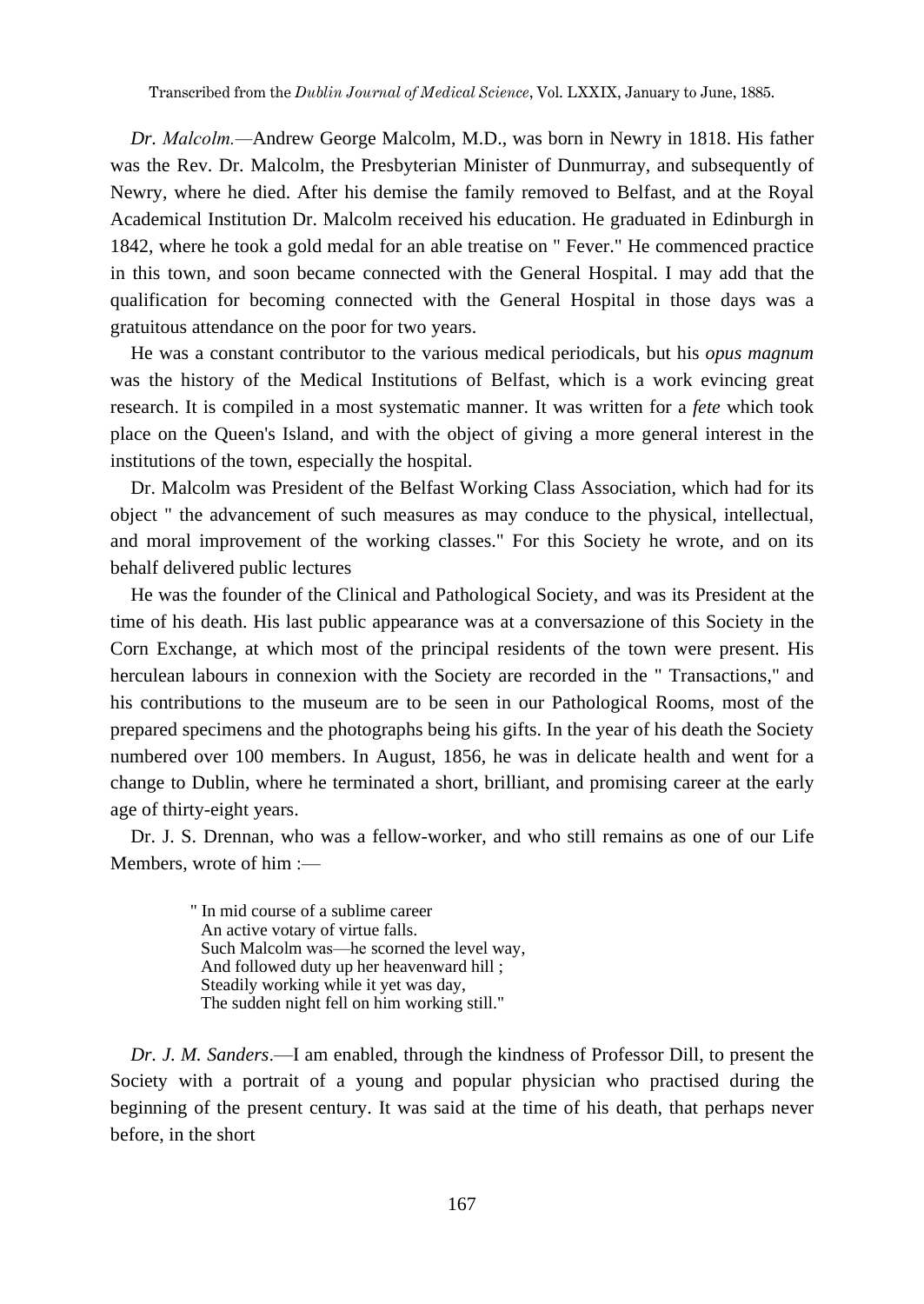*Dr. Malcolm.*—Andrew George Malcolm, M.D., was born in Newry in 1818. His father was the Rev. Dr. Malcolm, the Presbyterian Minister of Dunmurray, and subsequently of Newry, where he died. After his demise the family removed to Belfast, and at the Royal Academical Institution Dr. Malcolm received his education. He graduated in Edinburgh in 1842, where he took a gold medal for an able treatise on " Fever." He commenced practice in this town, and soon became connected with the General Hospital. I may add that the qualification for becoming connected with the General Hospital in those days was a gratuitous attendance on the poor for two years.

He was a constant contributor to the various medical periodicals, but his *opus magnum* was the history of the Medical Institutions of Belfast, which is a work evincing great research. It is compiled in a most systematic manner. It was written for a *fete* which took place on the Queen's Island, and with the object of giving a more general interest in the institutions of the town, especially the hospital.

Dr. Malcolm was President of the Belfast Working Class Association, which had for its object " the advancement of such measures as may conduce to the physical, intellectual, and moral improvement of the working classes." For this Society he wrote, and on its behalf delivered public lectures

He was the founder of the Clinical and Pathological Society, and was its President at the time of his death. His last public appearance was at a conversazione of this Society in the Corn Exchange, at which most of the principal residents of the town were present. His herculean labours in connexion with the Society are recorded in the " Transactions," and his contributions to the museum are to be seen in our Pathological Rooms, most of the prepared specimens and the photographs being his gifts. In the year of his death the Society numbered over 100 members. In August, 1856, he was in delicate health and went for a change to Dublin, where he terminated a short, brilliant, and promising career at the early age of thirty-eight years.

Dr. J. S. Drennan, who was a fellow-worker, and who still remains as one of our Life Members, wrote of him :—

> " In mid course of a sublime career
> An active votary of virtue falls.
> Such Malcolm was—he scorned the level way,
> And followed duty up her heavenward hill ;
> Steadily working while it yet was day,
> The sudden night fell on him working still."

*Dr. J. M. Sanders*.—I am enabled, through the kindness of Professor Dill, to present the Society with a portrait of a young and popular physician who practised during the beginning of the present century. It was said at the time of his death, that perhaps never before, in the short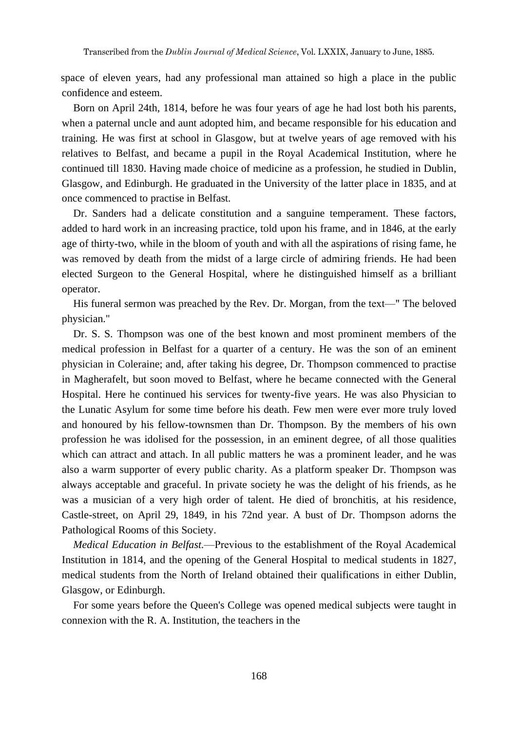space of eleven years, had any professional man attained so high a place in the public confidence and esteem.

Born on April 24th, 1814, before he was four years of age he had lost both his parents, when a paternal uncle and aunt adopted him, and became responsible for his education and training. He was first at school in Glasgow, but at twelve years of age removed with his relatives to Belfast, and became a pupil in the Royal Academical Institution, where he continued till 1830. Having made choice of medicine as a profession, he studied in Dublin, Glasgow, and Edinburgh. He graduated in the University of the latter place in 1835, and at once commenced to practise in Belfast.

Dr. Sanders had a delicate constitution and a sanguine temperament. These factors, added to hard work in an increasing practice, told upon his frame, and in 1846, at the early age of thirty-two, while in the bloom of youth and with all the aspirations of rising fame, he was removed by death from the midst of a large circle of admiring friends. He had been elected Surgeon to the General Hospital, where he distinguished himself as a brilliant operator.

His funeral sermon was preached by the Rev. Dr. Morgan, from the text—" The beloved physician."

Dr. S. S. Thompson was one of the best known and most prominent members of the medical profession in Belfast for a quarter of a century. He was the son of an eminent physician in Coleraine; and, after taking his degree, Dr. Thompson commenced to practise in Magherafelt, but soon moved to Belfast, where he became connected with the General Hospital. Here he continued his services for twenty-five years. He was also Physician to the Lunatic Asylum for some time before his death. Few men were ever more truly loved and honoured by his fellow-townsmen than Dr. Thompson. By the members of his own profession he was idolised for the possession, in an eminent degree, of all those qualities which can attract and attach. In all public matters he was a prominent leader, and he was also a warm supporter of every public charity. As a platform speaker Dr. Thompson was always acceptable and graceful. In private society he was the delight of his friends, as he was a musician of a very high order of talent. He died of bronchitis, at his residence, Castle-street, on April 29, 1849, in his 72nd year. A bust of Dr. Thompson adorns the Pathological Rooms of this Society.

*Medical Education in Belfast.*—Previous to the establishment of the Royal Academical Institution in 1814, and the opening of the General Hospital to medical students in 1827, medical students from the North of Ireland obtained their qualifications in either Dublin, Glasgow, or Edinburgh.

For some years before the Queen's College was opened medical subjects were taught in connexion with the R. A. Institution, the teachers in the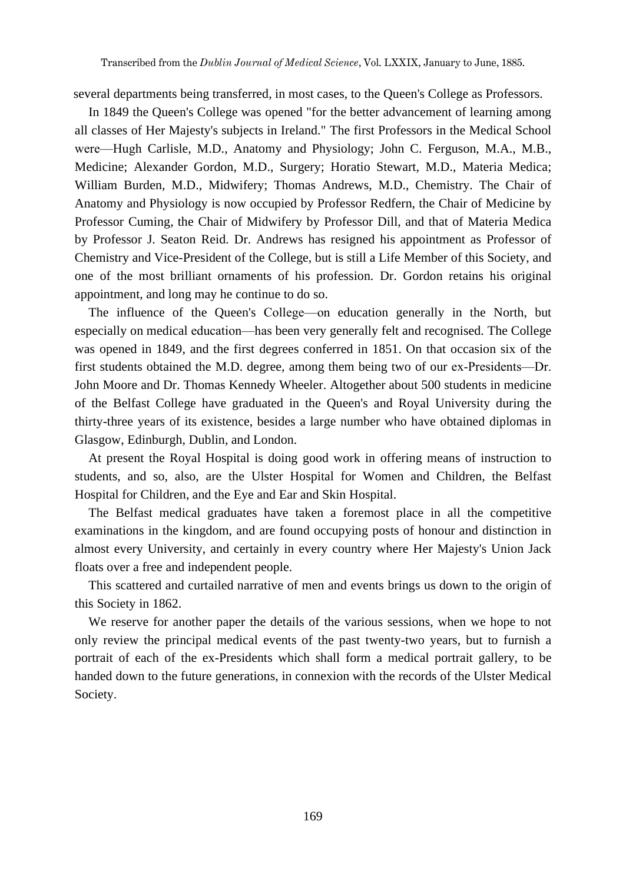several departments being transferred, in most cases, to the Queen's College as Professors.

In 1849 the Queen's College was opened "for the better advancement of learning among all classes of Her Majesty's subjects in Ireland." The first Professors in the Medical School were—Hugh Carlisle, M.D., Anatomy and Physiology; John C. Ferguson, M.A., M.B., Medicine; Alexander Gordon, M.D., Surgery; Horatio Stewart, M.D., Materia Medica; William Burden, M.D., Midwifery; Thomas Andrews, M.D., Chemistry. The Chair of Anatomy and Physiology is now occupied by Professor Redfern, the Chair of Medicine by Professor Cuming, the Chair of Midwifery by Professor Dill, and that of Materia Medica by Professor J. Seaton Reid. Dr. Andrews has resigned his appointment as Professor of Chemistry and Vice-President of the College, but is still a Life Member of this Society, and one of the most brilliant ornaments of his profession. Dr. Gordon retains his original appointment, and long may he continue to do so.

The influence of the Queen's College—on education generally in the North, but especially on medical education—has been very generally felt and recognised. The College was opened in 1849, and the first degrees conferred in 1851. On that occasion six of the first students obtained the M.D. degree, among them being two of our ex-Presidents—Dr. John Moore and Dr. Thomas Kennedy Wheeler. Altogether about 500 students in medicine of the Belfast College have graduated in the Queen's and Royal University during the thirty-three years of its existence, besides a large number who have obtained diplomas in Glasgow, Edinburgh, Dublin, and London.

At present the Royal Hospital is doing good work in offering means of instruction to students, and so, also, are the Ulster Hospital for Women and Children, the Belfast Hospital for Children, and the Eye and Ear and Skin Hospital.

The Belfast medical graduates have taken a foremost place in all the competitive examinations in the kingdom, and are found occupying posts of honour and distinction in almost every University, and certainly in every country where Her Majesty's Union Jack floats over a free and independent people.

This scattered and curtailed narrative of men and events brings us down to the origin of this Society in 1862.

We reserve for another paper the details of the various sessions, when we hope to not only review the principal medical events of the past twenty-two years, but to furnish a portrait of each of the ex-Presidents which shall form a medical portrait gallery, to be handed down to the future generations, in connexion with the records of the Ulster Medical Society.